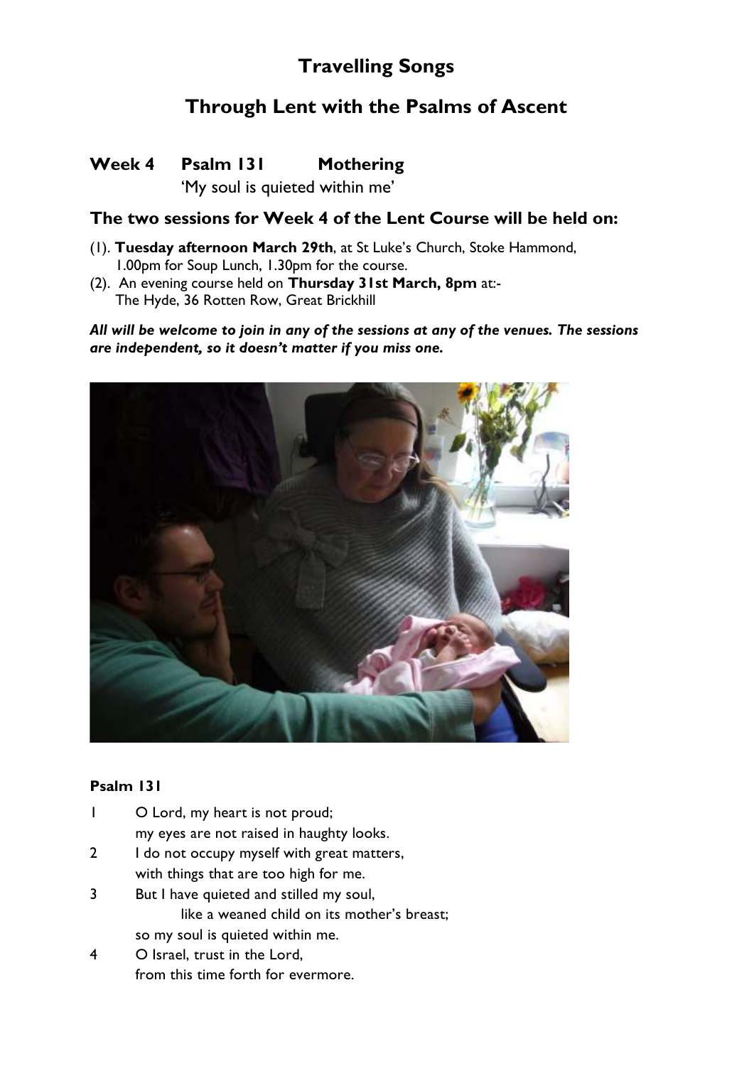# Travelling Songs

## Through Lent with the Psalms of Ascent

### Week 4 Psalm 131 Mothering

'My soul is quieted within me'

### The two sessions for Week 4 of the Lent Course will be held on:

(1). **Tuesday afternoon March 29th**, at St Luke's Church, Stoke Hammond, 1.00pm for Soup Lunch, 1.30pm for the course.

(2). An evening course held on **Thursday 31st March, 8pm** at:- The Hyde, 36 Rotten Row, Great Brickhill

***All will be welcome to join in any of the sessions at any of the venues. The sessions are independent, so it doesn't matter if you miss one.***

**Psalm 131**

1 O Lord, my heart is not proud;
my eyes are not raised in haughty looks.

2 I do not occupy myself with great matters,
with things that are too high for me.

3 But I have quieted and stilled my soul,
like a weaned child on its mother's breast;
so my soul is quieted within me.

4 O Israel, trust in the Lord,
from this time forth for evermore.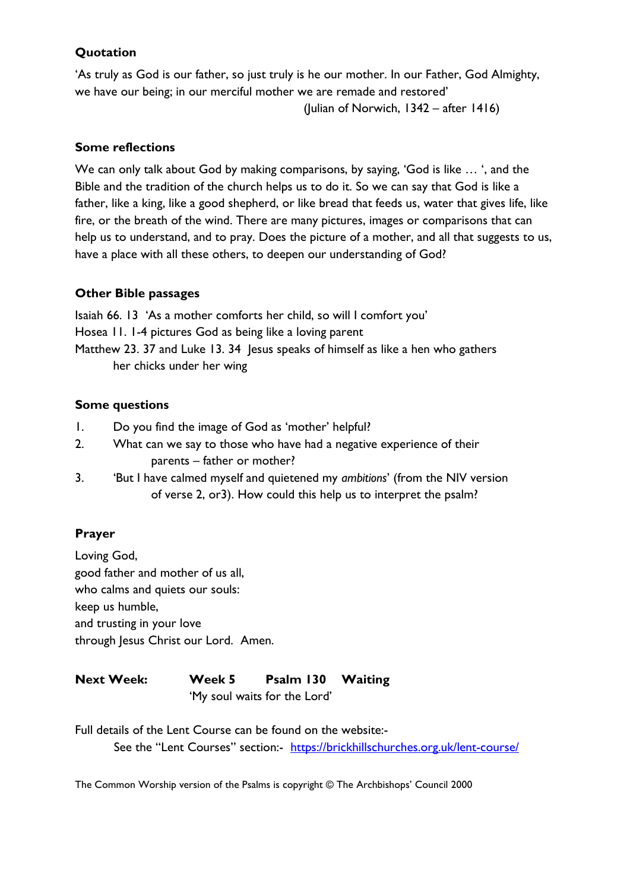### Quotation

'As truly as God is our father, so just truly is he our mother. In our Father, God Almighty, we have our being; in our merciful mother we are remade and restored'

(Julian of Norwich, 1342 – after 1416)

### Some reflections

We can only talk about God by making comparisons, by saying, 'God is like … ', and the Bible and the tradition of the church helps us to do it. So we can say that God is like a father, like a king, like a good shepherd, or like bread that feeds us, water that gives life, like fire, or the breath of the wind. There are many pictures, images or comparisons that can help us to understand, and to pray. Does the picture of a mother, and all that suggests to us, have a place with all these others, to deepen our understanding of God?

### Other Bible passages

Isaiah 66. 13 'As a mother comforts her child, so will I comfort you'
Hosea 11. 1-4 pictures God as being like a loving parent
Matthew 23. 37 and Luke 13. 34 Jesus speaks of himself as like a hen who gathers her chicks under her wing

### Some questions

1. Do you find the image of God as 'mother' helpful?
2. What can we say to those who have had a negative experience of their parents – father or mother?
3. 'But I have calmed myself and quietened my *ambitions*' (from the NIV version of verse 2, or3). How could this help us to interpret the psalm?

### Prayer

Loving God,
good father and mother of us all,
who calms and quiets our souls:
keep us humble,
and trusting in your love
through Jesus Christ our Lord. Amen.

**Next Week: Week 5 Psalm 130 Waiting**
'My soul waits for the Lord'

Full details of the Lent Course can be found on the website:-
See the "Lent Courses" section:- https://brickhillschurches.org.uk/lent-course/

The Common Worship version of the Psalms is copyright © The Archbishops' Council 2000